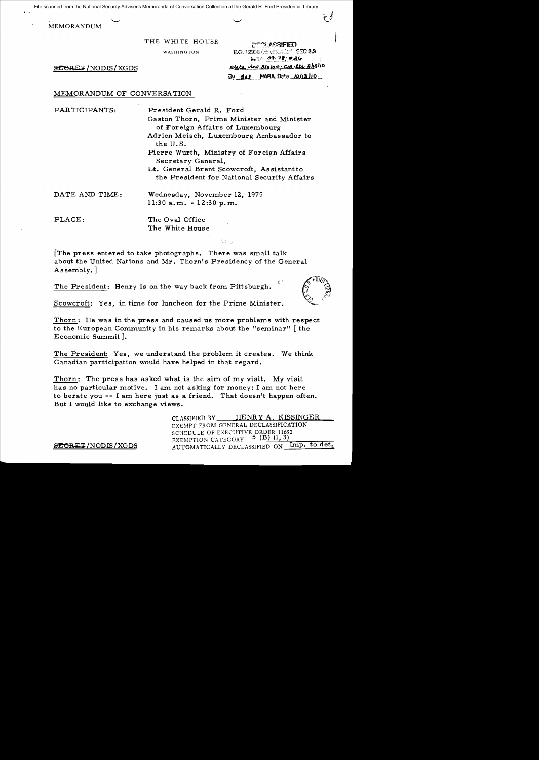File scanned from the National Security Adviser's Memoranda of Conversation Collection at the Gerald R. Ford Presidential Library

MEMORANDUM

THE WHITE HOUSE

WASHINGTON

DECLASSIFIED
E.O. 12958 Sec. 3.3
MR 09-78; #26
State dev 3/10/04; CIA ltr 8/18/10
By dal NARA, Date 10/13/10

SECRET/NODIS/XGDS

MEMORANDUM OF CONVERSATION

PARTICIPANTS: President Gerald R. Ford
Gaston Thorn, Prime Minister and Minister of Foreign Affairs of Luxembourg
Adrien Meisch, Luxembourg Ambassador to the U.S.
Pierre Wurth, Ministry of Foreign Affairs Secretary General,
Lt. General Brent Scowcroft, Assistant to the President for National Security Affairs

DATE AND TIME: Wednesday, November 12, 1975
11:30 a.m. - 12:30 p.m.

PLACE: The Oval Office
The White House

[The press entered to take photographs. There was small talk about the United Nations and Mr. Thorn's Presidency of the General Assembly.]

The President: Henry is on the way back from Pittsburgh.

Scowcroft: Yes, in time for luncheon for the Prime Minister.

Thorn: He was in the press and caused us more problems with respect to the European Community in his remarks about the "seminar" [the Economic Summit].

The President: Yes, we understand the problem it creates. We think Canadian participation would have helped in that regard.

Thorn: The press has asked what is the aim of my visit. My visit has no particular motive. I am not asking for money; I am not here to berate you -- I am here just as a friend. That doesn't happen often. But I would like to exchange views.

CLASSIFIED BY HENRY A. KISSINGER
EXEMPT FROM GENERAL DECLASSIFICATION
SCHEDULE OF EXECUTIVE ORDER 11652
EXEMPTION CATEGORY 5 (B) (1, 3)
AUTOMATICALLY DECLASSIFIED ON Imp. to det.

SECRET/NODIS/XGDS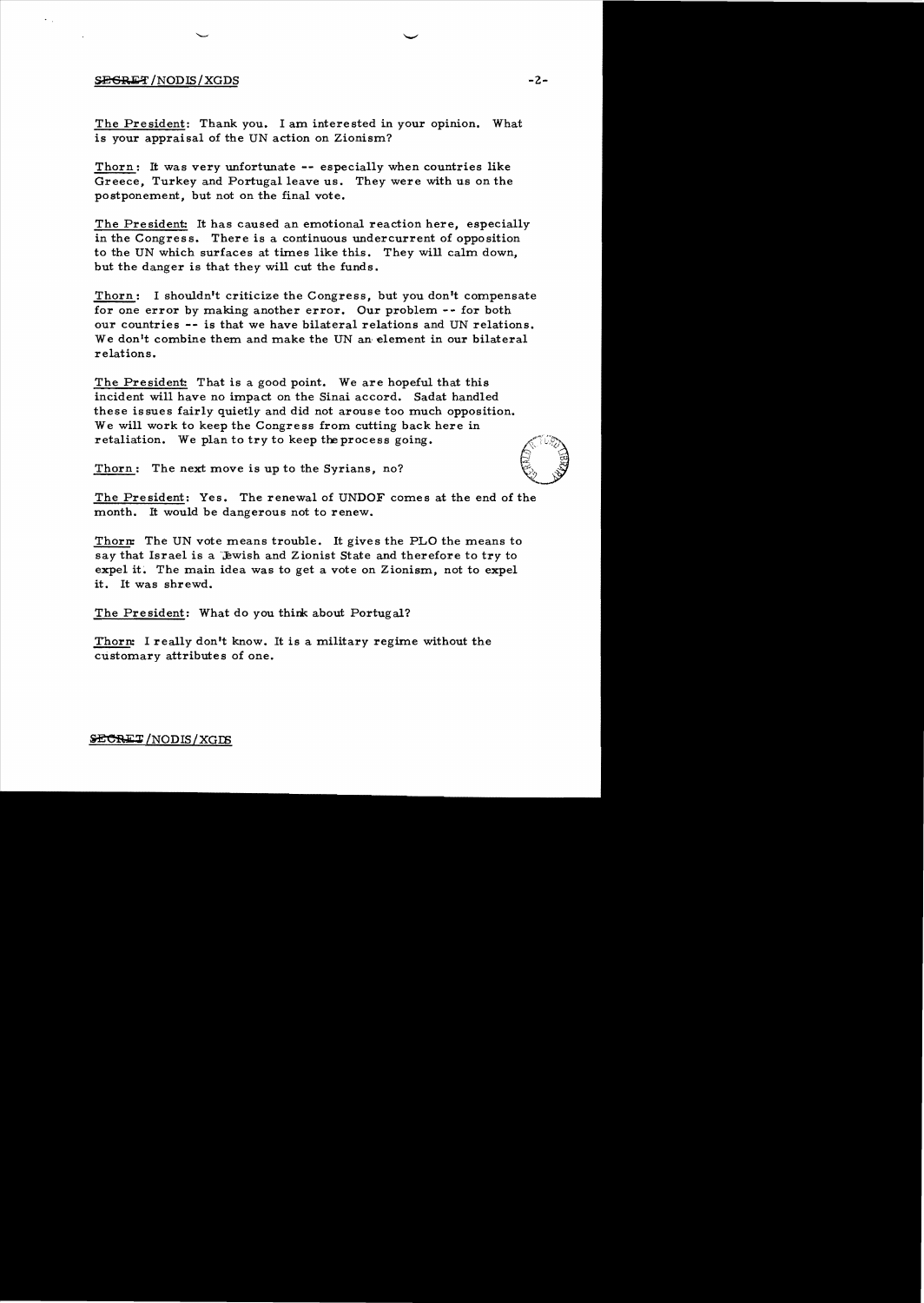The President: Thank you. I am interested in your opinion. What is your appraisal of the UN action on Zionism?

Thorn: It was very unfortunate -- especially when countries like Greece, Turkey and Portugal leave us. They were with us on the postponement, but not on the final vote.

The President: It has caused an emotional reaction here, especially in the Congress. There is a continuous undercurrent of opposition to the UN which surfaces at times like this. They will calm down, but the danger is that they will cut the funds.

Thorn: I shouldn't criticize the Congress, but you don't compensate for one error by making another error. Our problem -- for both our countries -- is that we have bilateral relations and UN relations. We don't combine them and make the UN an element in our bilateral relations.

The President: That is a good point. We are hopeful that this incident will have no impact on the Sinai accord. Sadat handled these issues fairly quietly and did not arouse too much opposition. We will work to keep the Congress from cutting back here in retaliation. We plan to try to keep the process going.

Thorn: The next move is up to the Syrians, no?

The President: Yes. The renewal of UNDOF comes at the end of the month. It would be dangerous not to renew.

Thorn: The UN vote means trouble. It gives the PLO the means to say that Israel is a Jewish and Zionist State and therefore to try to expel it. The main idea was to get a vote on Zionism, not to expel it. It was shrewd.

The President: What do you think about Portugal?

Thorn: I really don't know. It is a military regime without the customary attributes of one.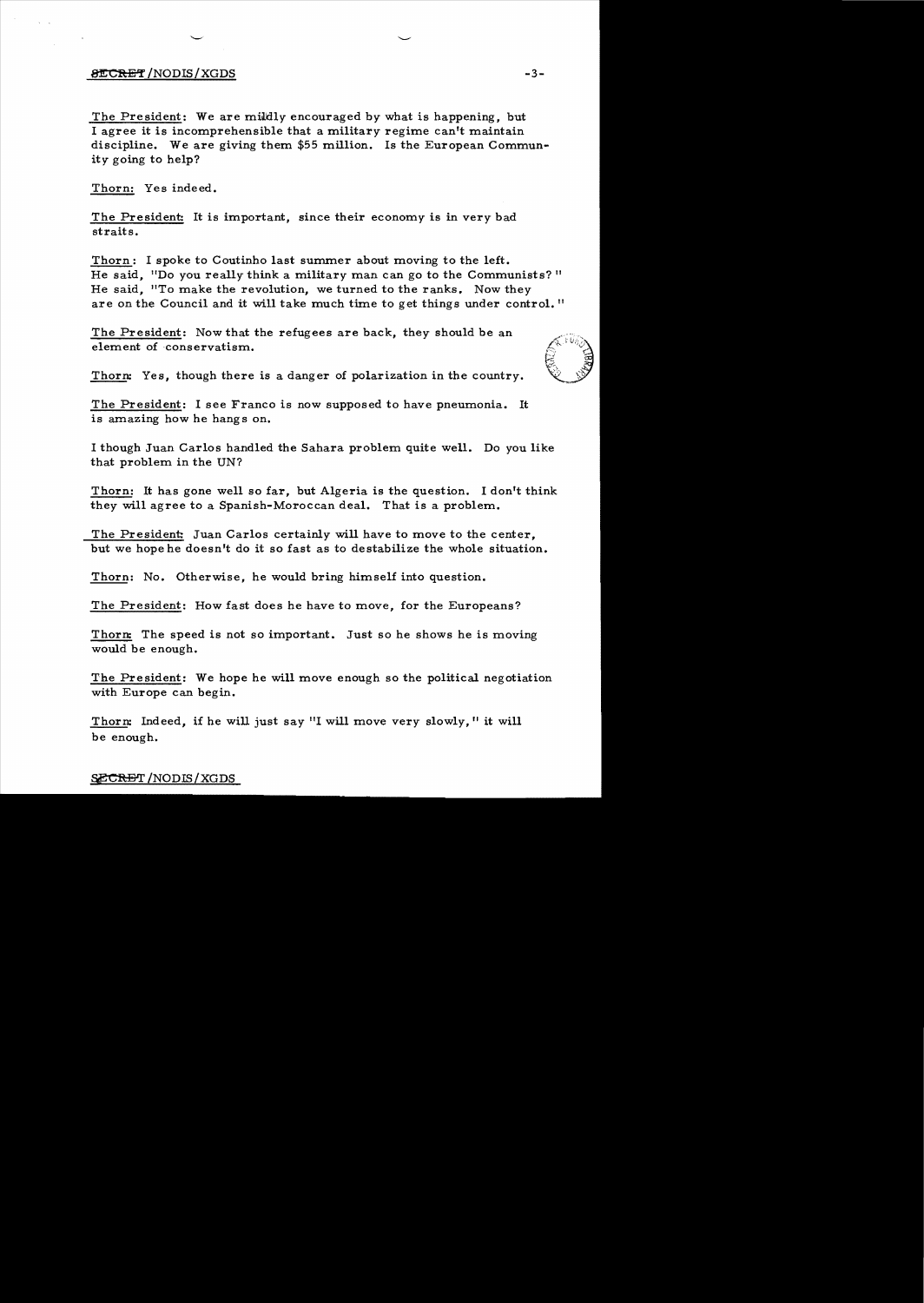The President: We are mildly encouraged by what is happening, but I agree it is incomprehensible that a military regime can't maintain discipline. We are giving them $55 million. Is the European Community going to help?

Thorn: Yes indeed.

The President: It is important, since their economy is in very bad straits.

Thorn: I spoke to Coutinho last summer about moving to the left. He said, "Do you really think a military man can go to the Communists?" He said, "To make the revolution, we turned to the ranks. Now they are on the Council and it will take much time to get things under control."

The President: Now that the refugees are back, they should be an element of conservatism.

Thorn: Yes, though there is a danger of polarization in the country.

The President: I see Franco is now supposed to have pneumonia. It is amazing how he hangs on.

I though Juan Carlos handled the Sahara problem quite well. Do you like that problem in the UN?

Thorn: It has gone well so far, but Algeria is the question. I don't think they will agree to a Spanish-Moroccan deal. That is a problem.

The President: Juan Carlos certainly will have to move to the center, but we hope he doesn't do it so fast as to destabilize the whole situation.

Thorn: No. Otherwise, he would bring himself into question.

The President: How fast does he have to move, for the Europeans?

Thorn: The speed is not so important. Just so he shows he is moving would be enough.

The President: We hope he will move enough so the political negotiation with Europe can begin.

Thorn: Indeed, if he will just say "I will move very slowly," it will be enough.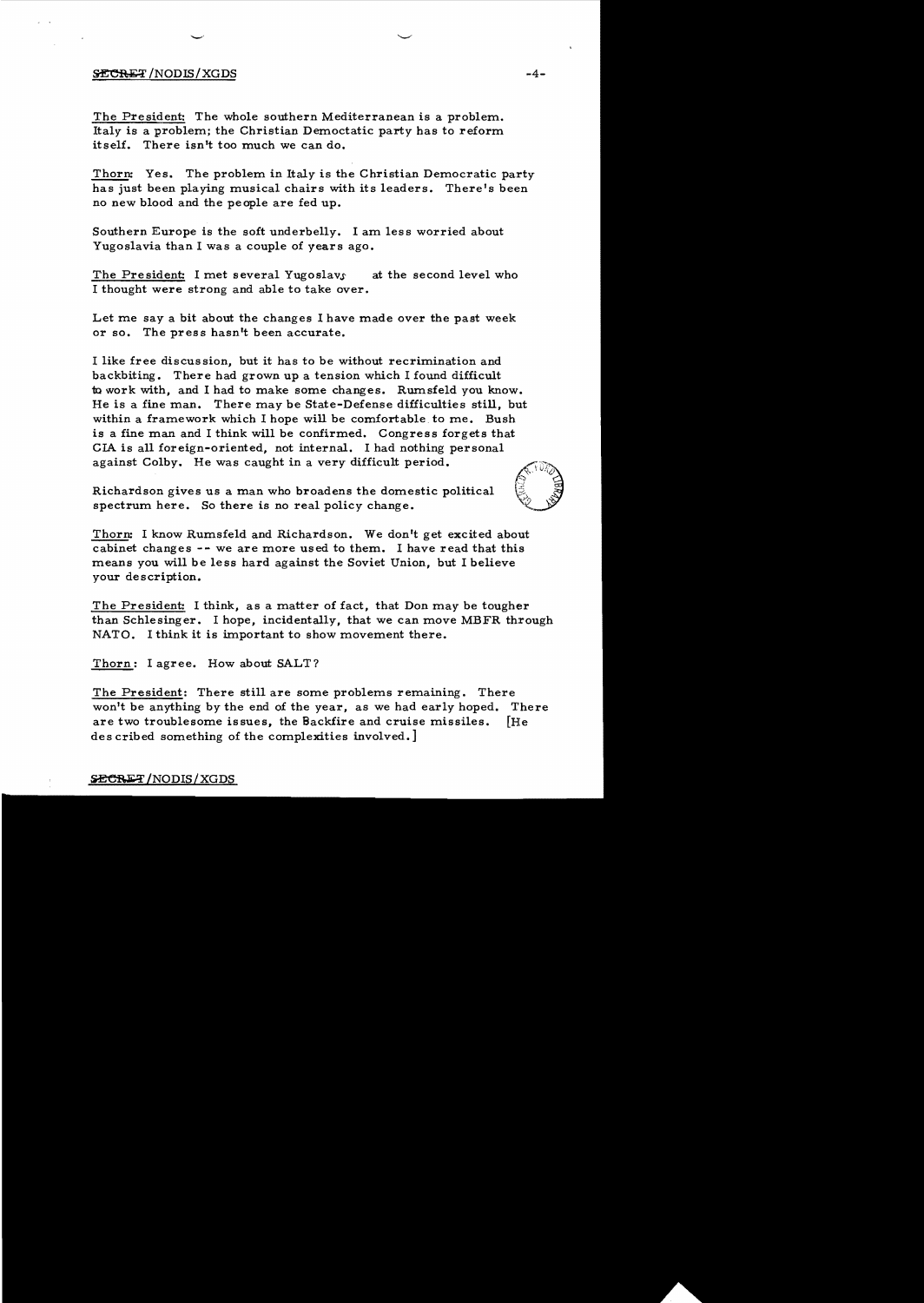The President: The whole southern Mediterranean is a problem. Italy is a problem; the Christian Democtatic party has to reform itself. There isn't too much we can do.

Thorn: Yes. The problem in Italy is the Christian Democratic party has just been playing musical chairs with its leaders. There's been no new blood and the people are fed up.

Southern Europe is the soft underbelly. I am less worried about Yugoslavia than I was a couple of years ago.

The President: I met several Yugoslavs at the second level who I thought were strong and able to take over.

Let me say a bit about the changes I have made over the past week or so. The press hasn't been accurate.

I like free discussion, but it has to be without recrimination and backbiting. There had grown up a tension which I found difficult to work with, and I had to make some changes. Rumsfeld you know. He is a fine man. There may be State-Defense difficulties still, but within a framework which I hope will be comfortable to me. Bush is a fine man and I think will be confirmed. Congress forgets that CIA is all foreign-oriented, not internal. I had nothing personal against Colby. He was caught in a very difficult period.

Richardson gives us a man who broadens the domestic political spectrum here. So there is no real policy change.

Thorn: I know Rumsfeld and Richardson. We don't get excited about cabinet changes -- we are more used to them. I have read that this means you will be less hard against the Soviet Union, but I believe your description.

The President: I think, as a matter of fact, that Don may be tougher than Schlesinger. I hope, incidentally, that we can move MBFR through NATO. I think it is important to show movement there.

Thorn: I agree. How about SALT?

The President: There still are some problems remaining. There won't be anything by the end of the year, as we had early hoped. There are two troublesome issues, the Backfire and cruise missiles. [He described something of the complexities involved.]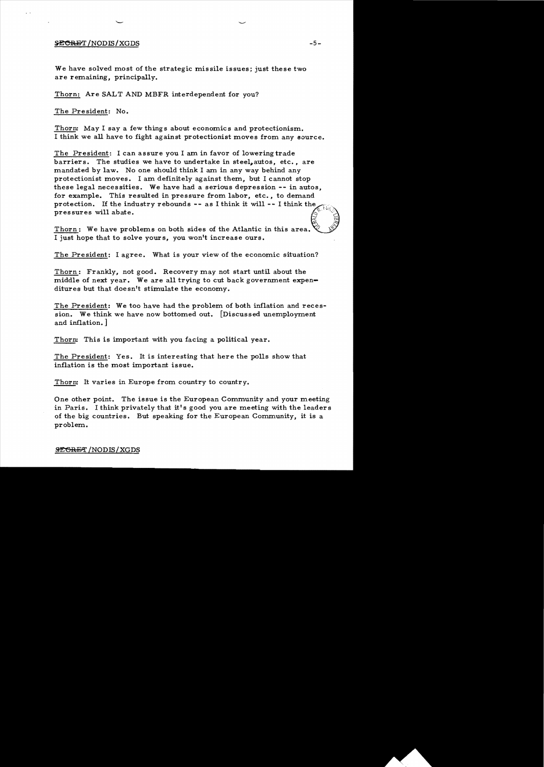We have solved most of the strategic missile issues; just these two are remaining, principally.

Thorn: Are SALT AND MBFR interdependent for you?

The President: No.

Thorn: May I say a few things about economics and protectionism. I think we all have to fight against protectionist moves from any source.

The President: I can assure you I am in favor of lowering trade barriers. The studies we have to undertake in steel, autos, etc., are mandated by law. No one should think I am in any way behind any protectionist moves. I am definitely against them, but I cannot stop these legal necessities. We have had a serious depression -- in autos, for example. This resulted in pressure from labor, etc., to demand protection. If the industry rebounds -- as I think it will -- I think the pressures will abate.

Thorn: We have problems on both sides of the Atlantic in this area. I just hope that to solve yours, you won't increase ours.

The President: I agree. What is your view of the economic situation?

Thorn: Frankly, not good. Recovery may not start until about the middle of next year. We are all trying to cut back government expenditures but that doesn't stimulate the economy.

The President: We too have had the problem of both inflation and recession. We think we have now bottomed out. [Discussed unemployment and inflation.]

Thorn: This is important with you facing a political year.

The President: Yes. It is interesting that here the polls show that inflation is the most important issue.

Thorn: It varies in Europe from country to country.

One other point. The issue is the European Community and your meeting in Paris. I think privately that it's good you are meeting with the leaders of the big countries. But speaking for the European Community, it is a problem.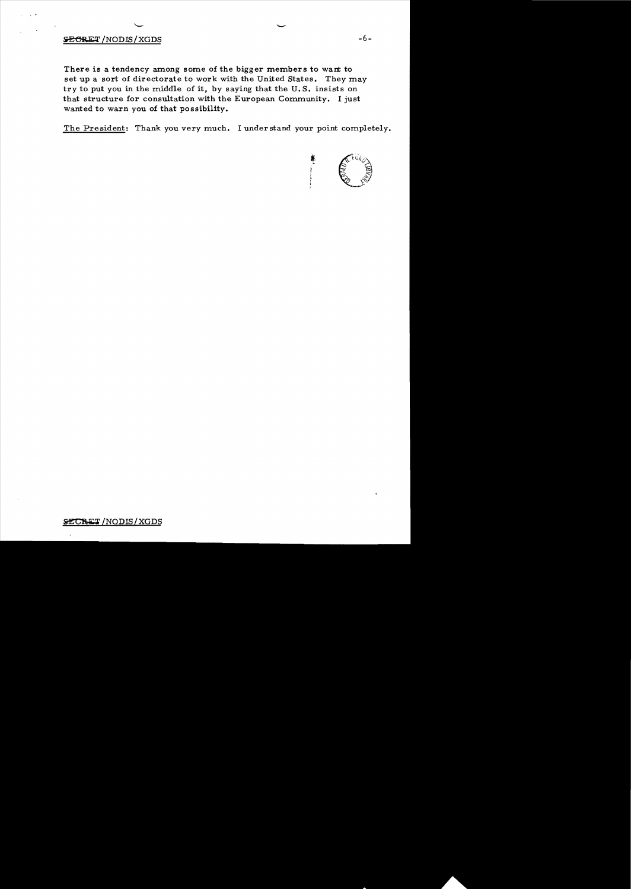There is a tendency among some of the bigger members to want to set up a sort of directorate to work with the United States. They may try to put you in the middle of it, by saying that the U.S. insists on that structure for consultation with the European Community. I just wanted to warn you of that possibility.

The President: Thank you very much. I understand your point completely.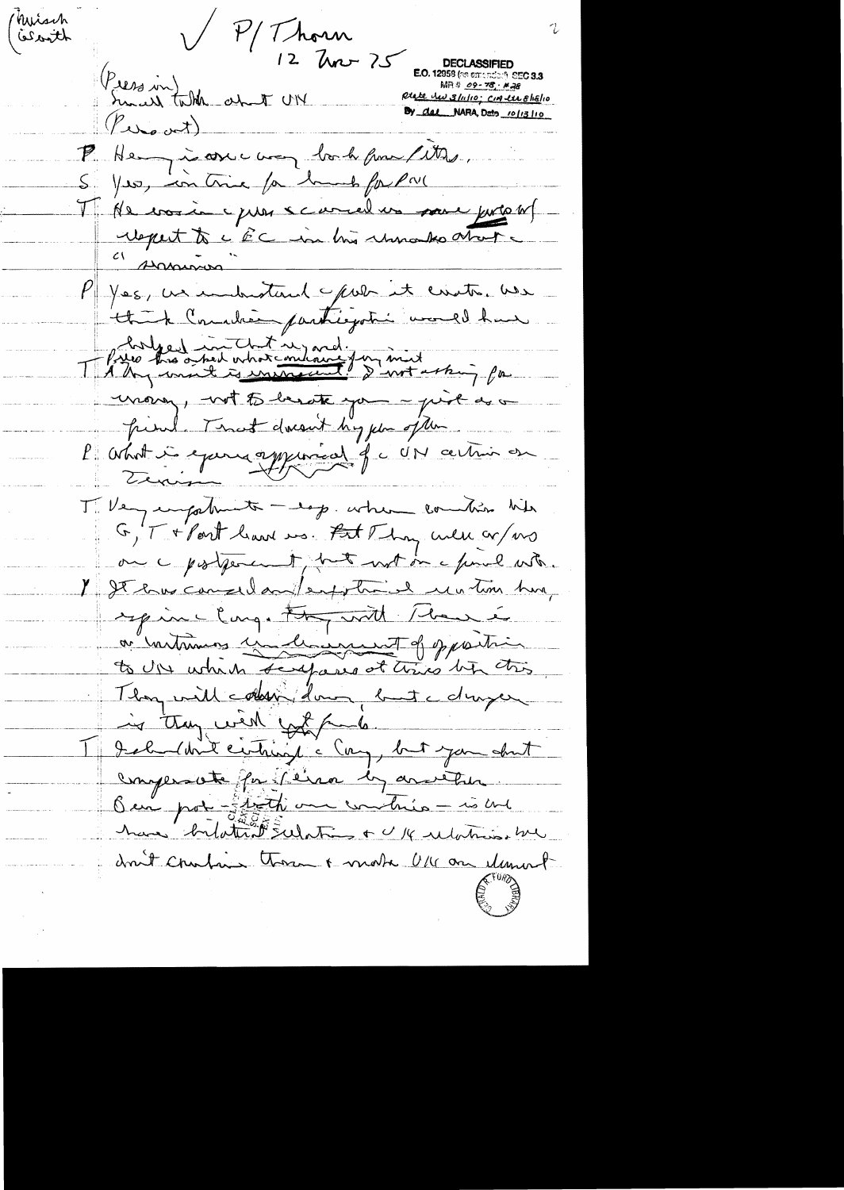(Kissinger / Scowcroft)

✓ P/Thorn

12 Nov 75

DECLASSIFIED
E.O. 12958 (as amended) SEC 3.3
MR # 09-78; #28
State ltr 3/11/10; CIA ltr 8/16/10
By dal NARA, Date 10/13/10

(Press in)
Small talk about UN
(Press out)

P Henry is on his way back from Ottawa.

S Yes, in time for lunch for PM

T He was in a jovial & amused us some quote w/ respect to the EC in his remarks about the "summit"

P Yes, we understand the problem it created. We think Canadian participation would have helped in that regard.

T (Press has asked what conclusions you met)
I only want is increased ? not asking for money, not to berate you – just as a friend. That doesn't happen often.

P What is your appraisal of the UN action on Zionism

T Very unfortunate – esp. when countries like G, T & Port have us. But they were w/us on the postponement, but not on the final vote.

P It has caused an unfortunate reaction here, esp in the Cong. They will have a continuous undercurrent of opposition to UN which surfaces at times like this. They will calm down, but the danger is they will cut funds.

T I shouldn't criticize the Cong, but you don't compensate for Zionism by another. Our posture – both our countries – is we have bilateral relations & UN relations. We don't combine them & make UN our element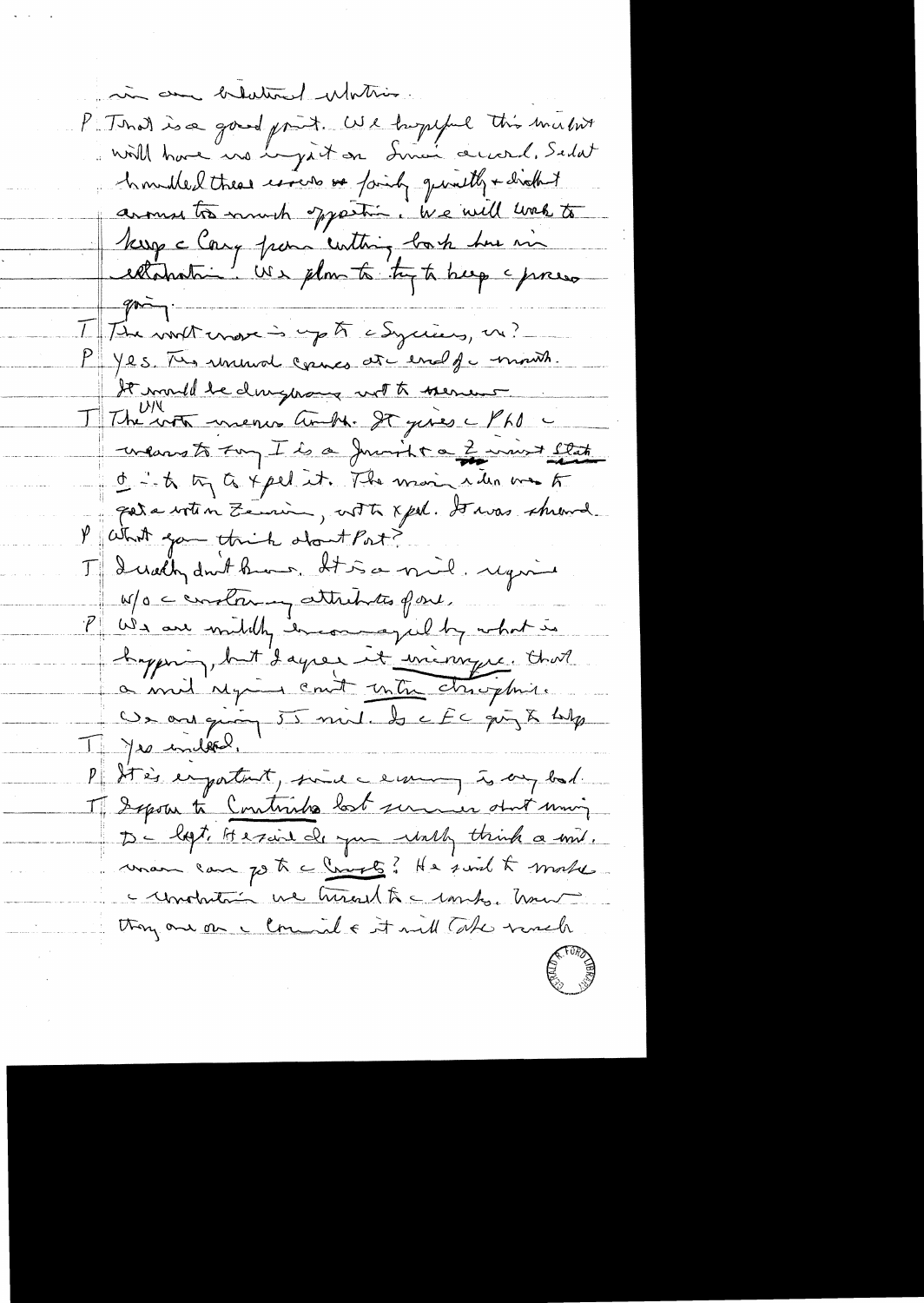in our bilateral relations.

P That is a good point. We hopeful this market will have no impact on Sinai accord. Sadat handled these issues fairly quietly & didn't arouse too much opposition. We will work to keep the Cong from cutting back his aid in retaliation. We plan to try to keep the process going.

T The next move is up to the Syrians, no?

P Yes. The renewal comes at the end of the month. It would be dangerous not to renew.

T The UN vote was a mistake. It gives the PLO the means to say I is a Zionist & a Z is a racist state & to try to expel it. The main idea was to get a vote on Zionism, not to expel. It was shrewd.

P What you think about Port?

T I really don't know. It is a mil. regime w/o the customary attributes of one.

P We are mildly encouraged by what is happening, but I agree it [is] incongruous that a mil regime can't control discipline. We are giving 55 mil. Is the EC going to help?

T Yes indeed.

P It's important, since the economy is very bad.

T I spoke to Contreras last summer about Mozambique. He said, do you really think a mil. man can go to the ? He said to make the revolution we turned to the [?]. Now they are on the Council & it will take much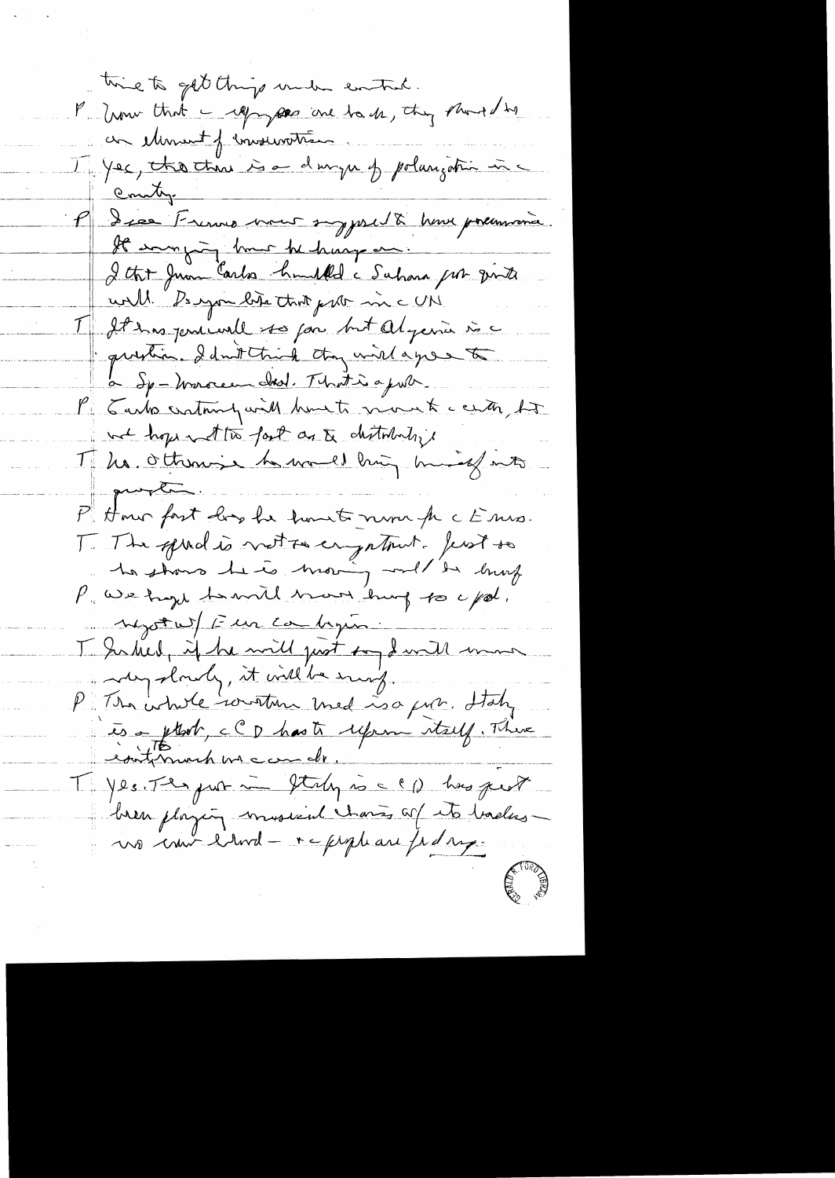time to get things under control.

P: Now that the refugees are back, they should be an element of conservatism.

T: Yes, though there is a danger of polarization in the country.

P: I see Franco now supposed to have pneumonia. He's anxious to hang on. I think Juan Carlos handled the Sahara just quite well. Do you like that plan in the UN?

T: It has gone well so far but Algeria is the question. I don't think they will agree to a Sp-Moroccan deal. That is a problem.

P: Carlos certainly will have to move to the center, but we hope not too fast as to destabilize.

T: No. Otherwise he would bring himself into question.

P: How fast does he have to move for the EEC.

T: The speed is not so important. Just so he shows he is moving and he's living.

P: We hope he will move living so the pol. negotiate w/ EEC can begin.

T: Indeed, if he will just say he will move very slowly, it will be enough.

P: The whole southern Med is a problem. Italy is a problem, the CD has to reform itself. There isn't much we can do.

T: Yes. The problem in Italy is the CD has just been playing musical chairs w/ its leaders — no new blood — & the people are fed up.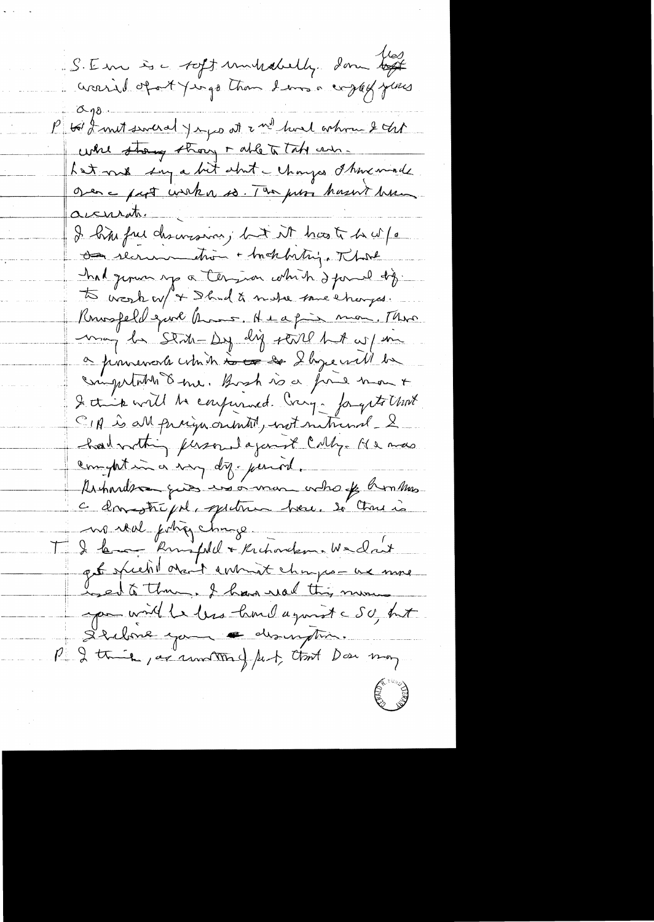S. Em is a soft undoubtedly. Don less worried about Yugo than I was a couple years ago.

P When I met several years ago at 2nd level whom I felt were strong strong & able to take over.

Let me say a bit about changes I have made over a past week or so. The press hasn't been accurate.

I like free discussion; but it has to be w/o recrimination & backbiting. There had grown up a tension which I found difficult to work w/ & I had to make some changes.

Rumsfeld good Bureau. He a fine man. There may be Stock-Dry dig still but w/ in a framework which I hope will be compatible to me. Brent is a fine man & I think will be confirmed. Colby – forgot that CIA is all foreign oriented, not national – I had nothing personal against Colby. He was caught in a very dif. period.

Richardson good as a man who of handles a domestic pol. spectrum here. So there is no real policy change.

T I know Rumsfeld & Richardson. We don't get excited about cabinet changes – we are used to them. I have read this memo you will be less hard against a SU, but I believe your description.

P I think, as a matter of fact, that Don may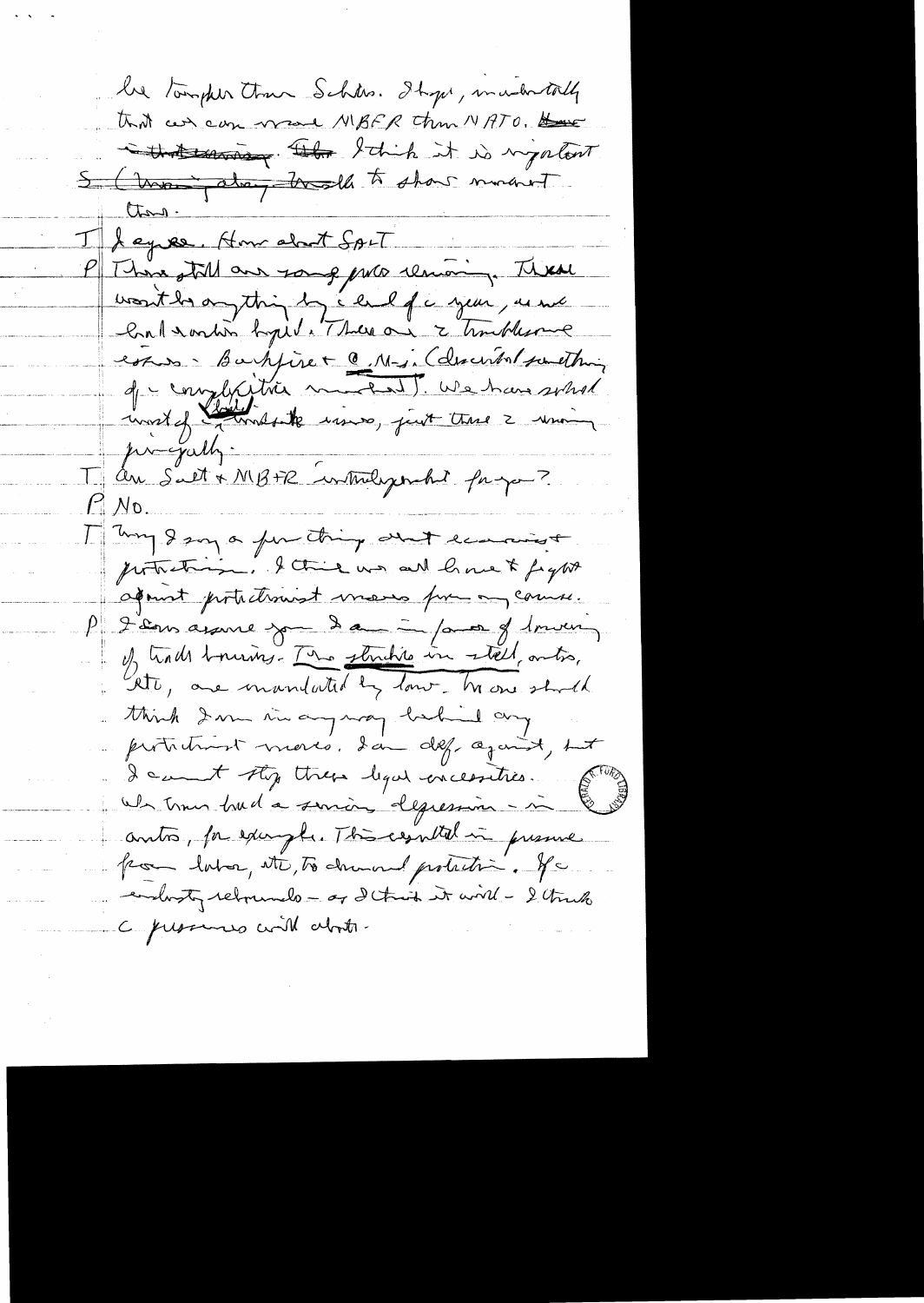be tougher than Schlei. I hope, incidentally that we can move MBFR than NATO. ~~Have~~ ~~that meeting~~ ~~The~~ I think it is important S (~~Meeting~~ ~~should~~) to show movement there.

T I agree. How about SALT

P There still are some probs remaining. There won't be anything by end of a year, as we had earlier hoped. There are 2 troublesome issues – Backfire & Cr. M-s. (described something of a complexities involved). We have solved most of ~~details~~ the issues, just these 2 remaining principally.

T Are SALT & MBFR interdependent for you?

P No.

T May I say a few things about economics protection. I think we all have to fight against protectionist moves for any course.

P I can assure you I am in favor of lowering of trade barriers. Two studies on steel, autos, etc, are mandated by law. No one should think I am in any way behind any protectionist moves. I am def. against, but I cannot stop these legal necessities. We have had a serious depression – in autos, for example. This resulted in pressure from labor, etc, to demand protection. If a industry rebounds – as I think it will – I think the pressures will abate.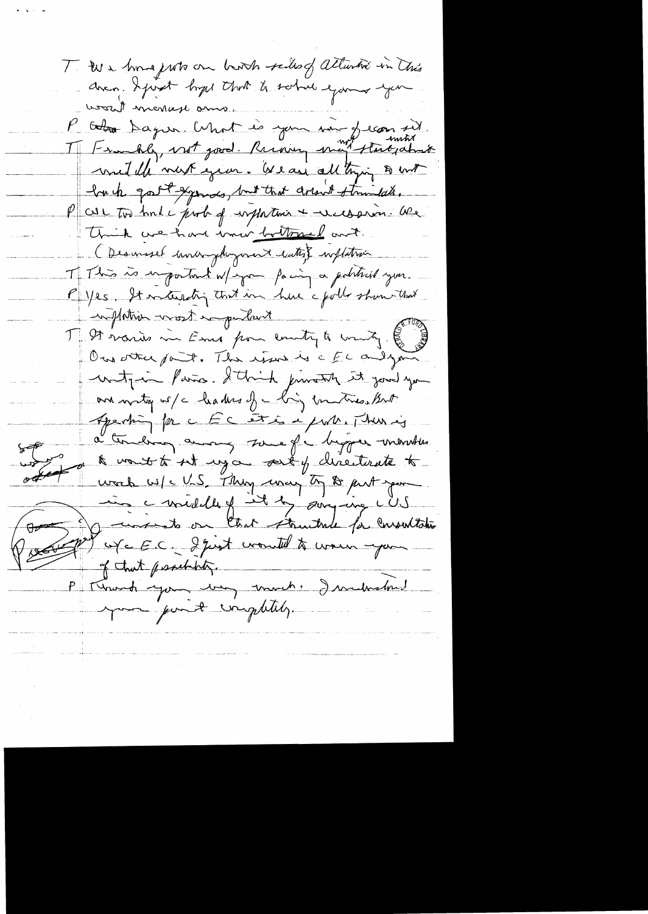T We have ports on both sides of Atlantic in this area. I just hope that to solve yours you won't increase ours.

P ~~Also~~ Daysen. What is your view of econ sit.

T Frankly, not good. Recovery may not start, at least until the next year. We are all trying to cut back govt expenses, but that doesn't stimulate.

P We too had the prob of inflation & recession. We think we have now bottomed out.

(Discussed unemployment rates, inflation)

T This is important w/ you facing a political year.

P Yes. It is interesting that in here the polls show that inflation most important.

T It varies in Eur from country to country.

One other point. The issue is the EC and your visit in Paris. I think privately it good you are visiting w/ the leaders of the big countries. But speaking for the EC it is a prob. There is a tendency among some of the bigger members to want to set up a sort of directorate to work w/ the U.S. They may try to put you in the middle of it by saying the US insists on that structure for consultation w/ the EC. I just wanted to warn you of that possibility.

P Thank you very much. I understand your point completely.